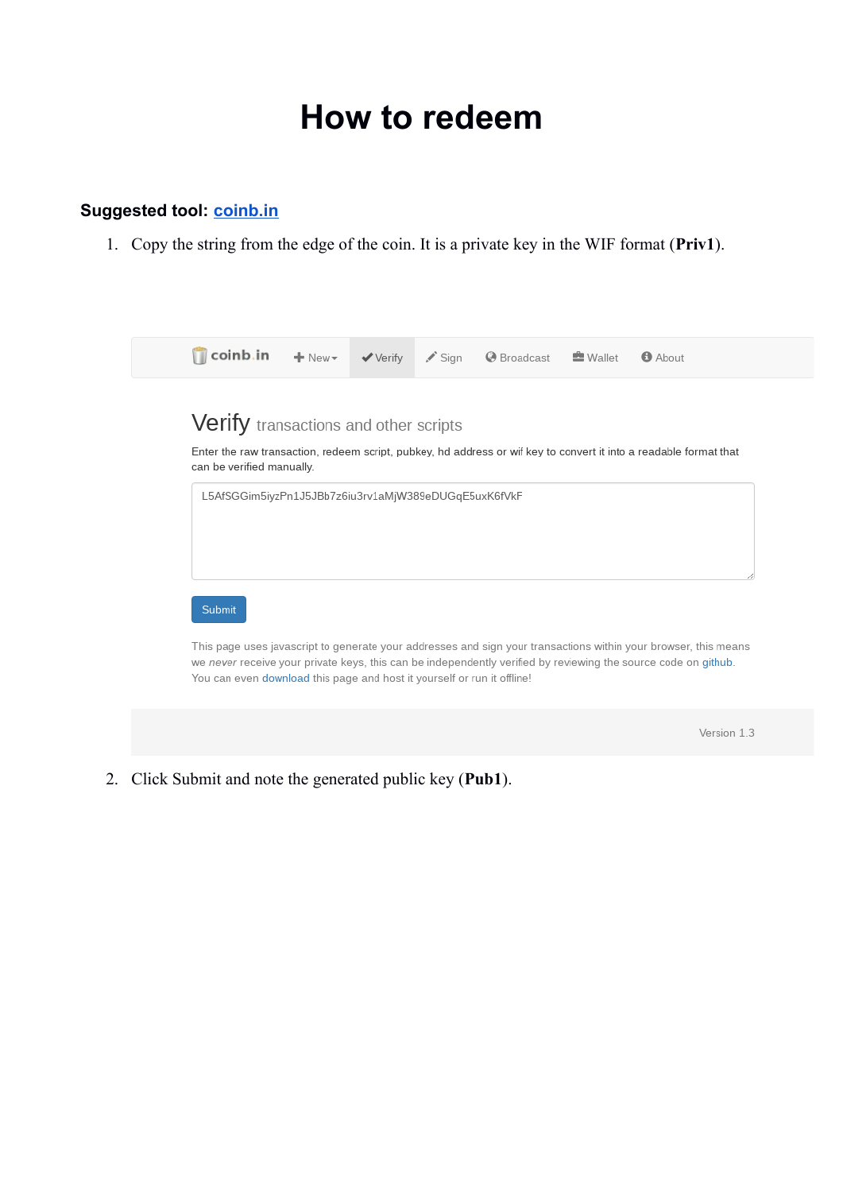# How to redeem

**Suggested tool: [coinb.in](coinb.in)**

1. Copy the string from the edge of the coin. It is a private key in the WIF format (**Priv1**).

coinb.in | New | Verify | Sign | Broadcast | Wallet | About

Verify transactions and other scripts

Enter the raw transaction, redeem script, pubkey, hd address or wif key to convert it into a readable format that can be verified manually.

L5AfSGGim5iyzPn1J5JBb7z6iu3rv1aMjW389eDUGqE5uxK6fVkF

Submit

This page uses javascript to generate your addresses and sign your transactions within your browser, this means we *never* receive your private keys, this can be independently verified by reviewing the source code on github. You can even download this page and host it yourself or run it offline!

Version 1.3

2. Click Submit and note the generated public key (**Pub1**).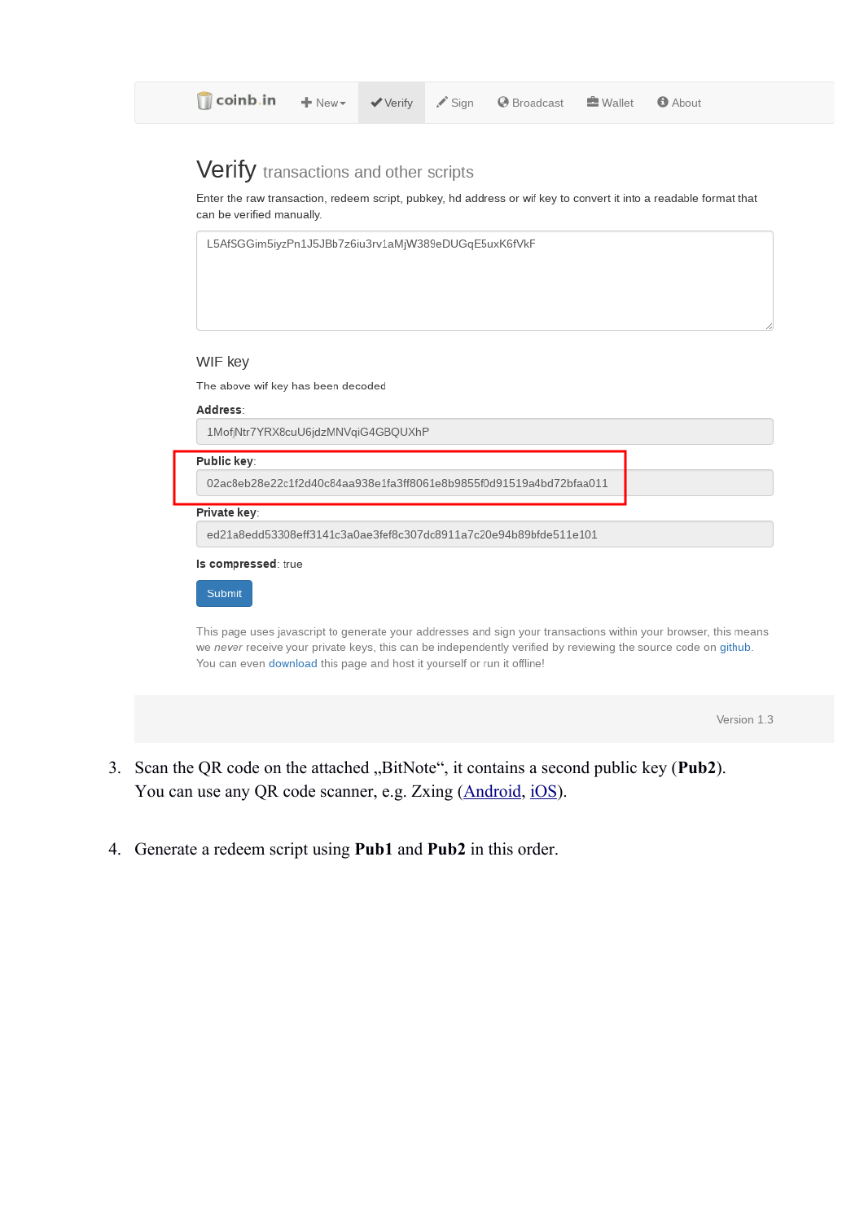coinb.in | New | Verify | Sign | Broadcast | Wallet | About

# Verify transactions and other scripts

Enter the raw transaction, redeem script, pubkey, hd address or wif key to convert it into a readable format that can be verified manually.

```
L5AfSGGim5iyzPn1J5JBb7z6iu3rv1aMjW389eDUGqE5uxK6fVkF
```

## WIF key

The above wif key has been decoded

**Address**:

1MofjNtr7YRX8cuU6jdzMNVqiG4GBQUXhP

**Public key**:

02ac8eb28e22c1f2d40c84aa938e1fa3ff8061e8b9855f0d91519a4bd72bfaa011

**Private key**:

ed21a8edd53308eff3141c3a0ae3fef8c307dc8911a7c20e94b89bfde511e101

**Is compressed**: true

Submit

This page uses javascript to generate your addresses and sign your transactions within your browser, this means we *never* receive your private keys, this can be independently verified by reviewing the source code on github. You can even download this page and host it yourself or run it offline!

Version 1.3

3. Scan the QR code on the attached „BitNote“, it contains a second public key (**Pub2**). You can use any QR code scanner, e.g. Zxing (Android, iOS).

4. Generate a redeem script using **Pub1** and **Pub2** in this order.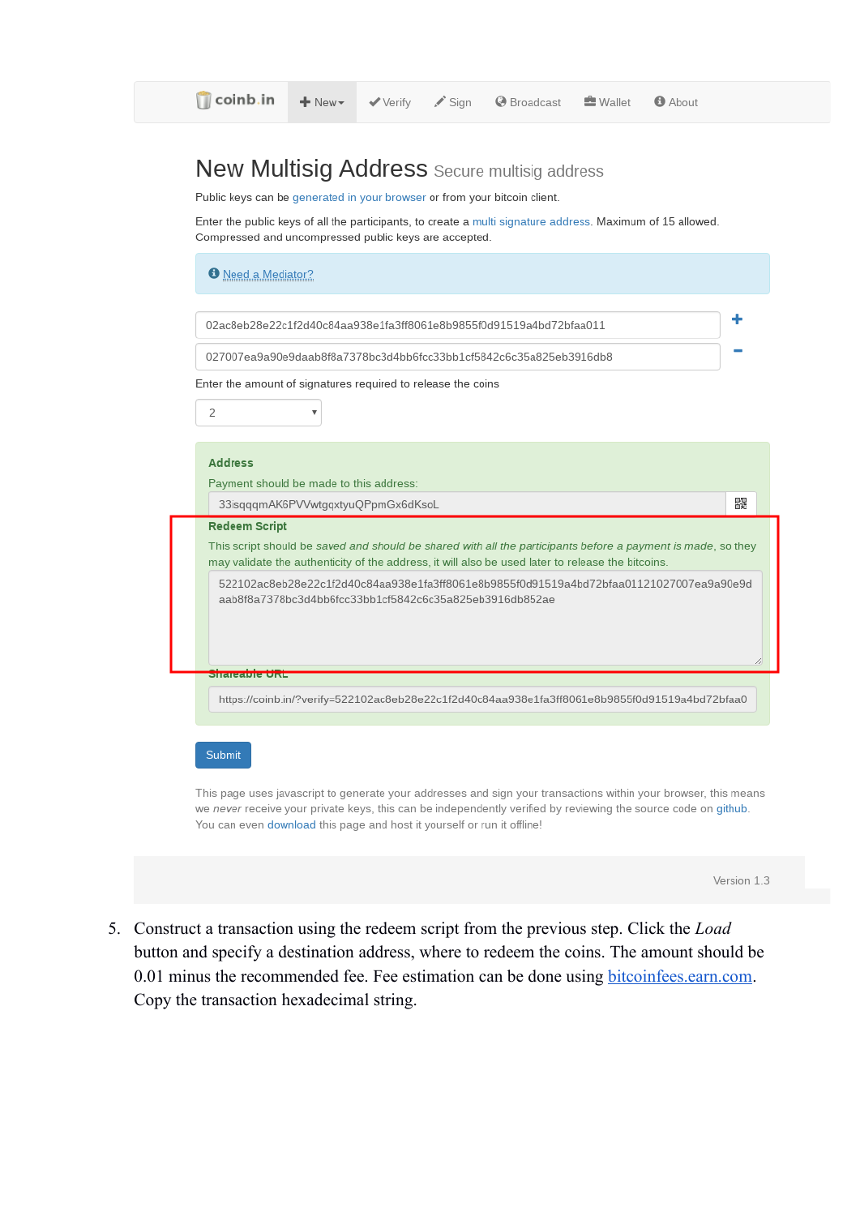coinb.in | New | Verify | Sign | Broadcast | Wallet | About

# New Multisig Address Secure multisig address

Public keys can be generated in your browser or from your bitcoin client.

Enter the public keys of all the participants, to create a multi signature address. Maximum of 15 allowed. Compressed and uncompressed public keys are accepted.

Need a Mediator?

02ac8eb28e22c1f2d40c84aa938e1fa3ff8061e8b9855f0d91519a4bd72bfaa011

027007ea9a90e9daab8f8a7378bc3d4bb6fcc33bb1cf5842c6c35a825eb3916db8

Enter the amount of signatures required to release the coins

2

**Address**

Payment should be made to this address:

33isqqqmAK6PVVwtgqxtyuQPpmGx6dKsoL

**Redeem Script**

This script should be *saved and should be shared with all the participants before a payment is made*, so they may validate the authenticity of the address, it will also be used later to release the bitcoins.

522102ac8eb28e22c1f2d40c84aa938e1fa3ff8061e8b9855f0d91519a4bd72bfaa01121027007ea9a90e9daab8f8a7378bc3d4bb6fcc33bb1cf5842c6c35a825eb3916db852ae

**Shareable URL**

https://coinb.in/?verify=522102ac8eb28e22c1f2d40c84aa938e1fa3ff8061e8b9855f0d91519a4bd72bfaa0

Submit

This page uses javascript to generate your addresses and sign your transactions within your browser, this means we *never* receive your private keys, this can be independently verified by reviewing the source code on github. You can even download this page and host it yourself or run it offline!

Version 1.3

5. Construct a transaction using the redeem script from the previous step. Click the *Load* button and specify a destination address, where to redeem the coins. The amount should be 0.01 minus the recommended fee. Fee estimation can be done using bitcoinfees.earn.com. Copy the transaction hexadecimal string.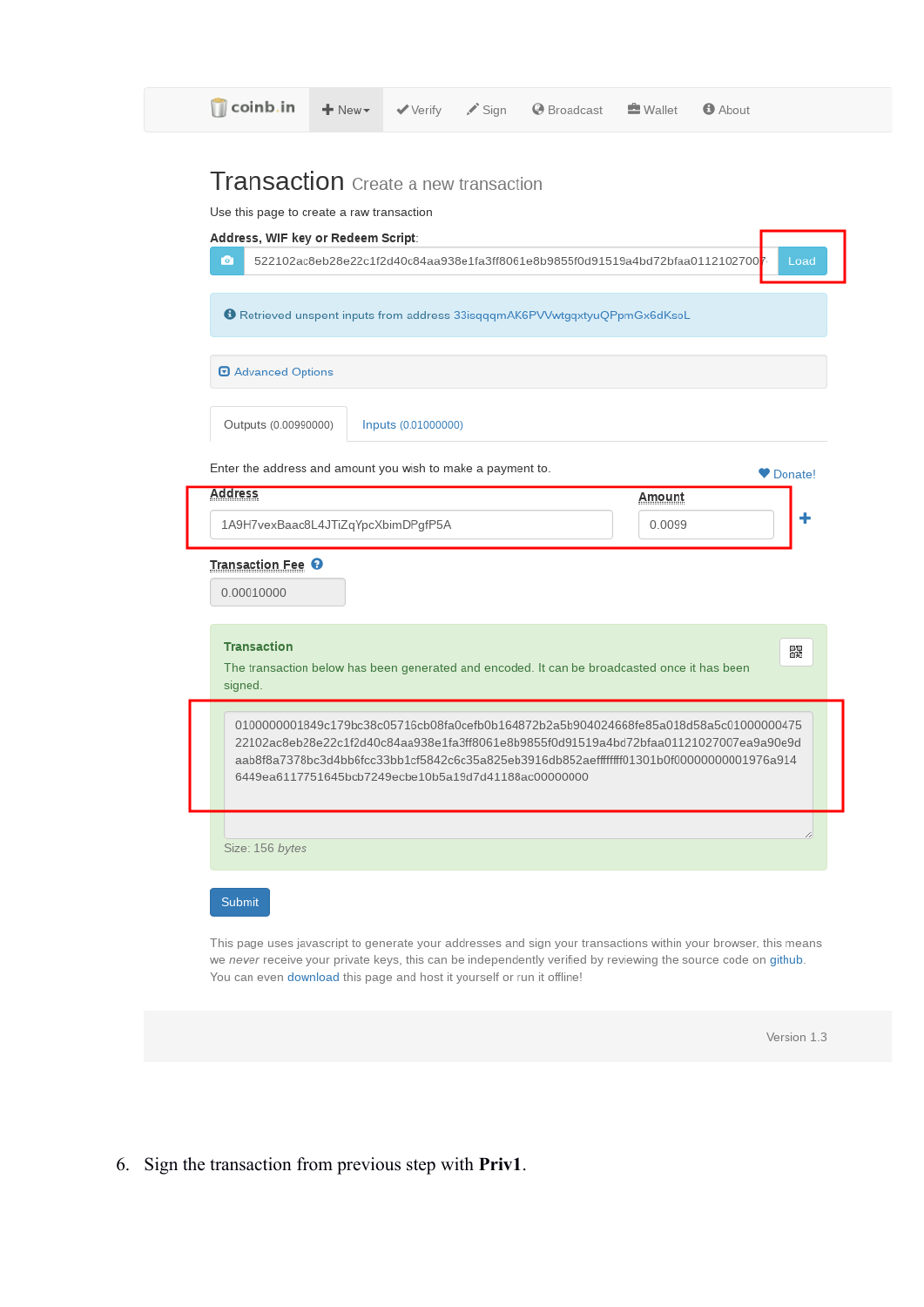coinb.in  New  Verify  Sign  Broadcast  Wallet  About

# Transaction Create a new transaction

Use this page to create a raw transaction

**Address, WIF key or Redeem Script**:

522102ac8eb28e22c1f2d40c84aa938e1fa3ff8061e8b9855f0d91519a4bd72bfaa01121027007 Load

Retrieved unspent inputs from address 33isqqqmAK6PVVwtgqxtyuQPpmGx6dKsoL

Advanced Options

Outputs (0.00990000) Inputs (0.01000000)

Enter the address and amount you wish to make a payment to. Donate!

| Address | Amount |
|---|---|
| 1A9H7vexBaac8L4JTiZqYpcXbimDPgfP5A | 0.0099 |

**Transaction Fee**

0.00010000

**Transaction**

The transaction below has been generated and encoded. It can be broadcasted once it has been signed.

```
0100000001849c179bc38c05716cb08fa0cefb0b164872b2a5b904024668fe85a018d58a5c0100000047522102ac8eb28e22c1f2d40c84aa938e1fa3ff8061e8b9855f0d91519a4bd72bfaa01121027007ea9a90e9daab8f8a7378bc3d4bb6fcc33bb1cf5842c6c35a825eb3916db852aeffffffff01301b0f00000000001976a9146449ea6117751645bcb7249ecbe10b5a19d7d41188ac00000000
```

Size: 156 *bytes*

Submit

This page uses javascript to generate your addresses and sign your transactions within your browser, this means we *never* receive your private keys, this can be independently verified by reviewing the source code on github. You can even download this page and host it yourself or run it offline!

Version 1.3

6. Sign the transaction from previous step with **Priv1**.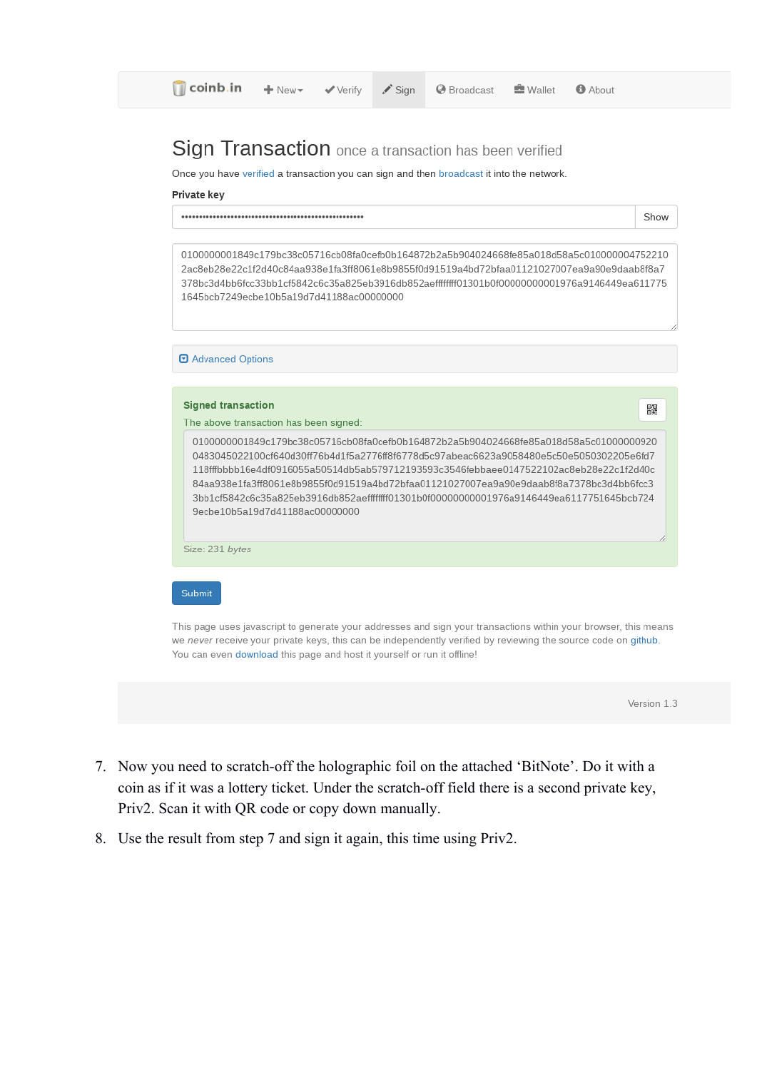coinb.in | New | Verify | Sign | Broadcast | Wallet | About

# Sign Transaction once a transaction has been verified

Once you have verified a transaction you can sign and then broadcast it into the network.

**Private key**

•••••••••••••••••••••••••••••••••••••••••••••••••••• Show

```
0100000001849c179bc38c05716cb08fa0cefb0b164872b2a5b904024668fe85a018d58a5c010000004752102ac8eb28e22c1f2d40c84aa938e1fa3ff8061e8b9855f0d91519a4bd72bfaa01121027007ea9a90e9daab8f8a7378bc3d4bb6fcc33bb1cf5842c6c35a825eb3916db852aeffffffff01301b0f00000000001976a9146449ea6117751645bcb7249ecbe10b5a19d7d41188ac00000000
```

Advanced Options

**Signed transaction**

The above transaction has been signed:

```
0100000001849c179bc38c05716cb08fa0cefb0b164872b2a5b904024668fe85a018d58a5c010000009200483045022100cf640d30ff76b4d1f5a2776ff8f6778d5c97abeac6623a9058480e5c50e5050302205e6fd7118fffbbbb16e4df0916055a50514db5ab579712193593c3546febbaee0147522102ac8eb28e22c1f2d40c84aa938e1fa3ff8061e8b9855f0d91519a4bd72bfaa01121027007ea9a90e9daab8f8a7378bc3d4bb6fcc33bb1cf5842c6c35a825eb3916db852aeffffffff01301b0f00000000001976a9146449ea6117751645bcb7249ecbe10b5a19d7d41188ac00000000
```

Size: 231 *bytes*

Submit

This page uses javascript to generate your addresses and sign your transactions within your browser, this means we *never* receive your private keys, this can be independently verified by reviewing the source code on github. You can even download this page and host it yourself or run it offline!

Version 1.3

7. Now you need to scratch-off the holographic foil on the attached 'BitNote'. Do it with a coin as if it was a lottery ticket. Under the scratch-off field there is a second private key, Priv2. Scan it with QR code or copy down manually.
8. Use the result from step 7 and sign it again, this time using Priv2.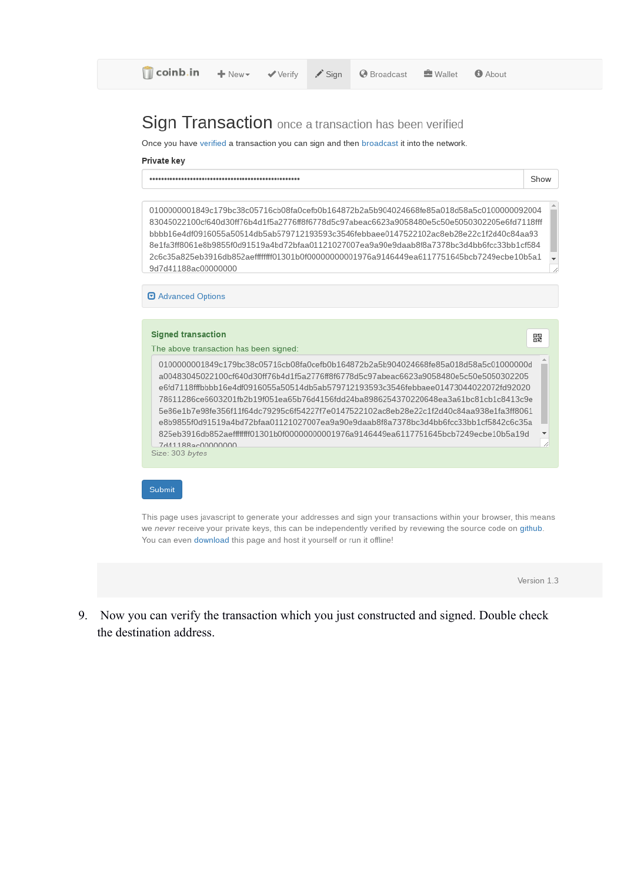coinb.in | New | Verify | Sign | Broadcast | Wallet | About

# Sign Transaction once a transaction has been verified

Once you have verified a transaction you can sign and then broadcast it into the network.

**Private key**

•••••••••••••••••••••••••••••••••••••••••••••••••••• Show

```
0100000001849c179bc38c05716cb08fa0cefb0b164872b2a5b904024668fe85a018d58a5c0100000092004
83045022100cf640d30ff76b4d1f5a2776ff8f6778d5c97abeac6623a9058480e5c50e5050302205e6fd7118fff
bbbb16e4df0916055a50514db5ab579712193593c3546febbaee0147522102ac8eb28e22c1f2d40c84aa93
8e1fa3ff8061e8b9855f0d91519a4bd72bfaa01121027007ea9a90e9daab8f8a7378bc3d4bb6fcc33bb1cf584
2c6c35a825eb3916db852aeffffffff01301b0f00000000001976a9146449ea6117751645bcb7249ecbe10b5a1
9d7d41188ac00000000
```

Advanced Options

**Signed transaction**

The above transaction has been signed:

```
0100000001849c179bc38c05716cb08fa0cefb0b164872b2a5b904024668fe85a018d58a5c01000000d
a00483045022100cf640d30ff76b4d1f5a2776ff8f6778d5c97abeac6623a9058480e5c50e5050302205
e6fd7118fffbbbb16e4df0916055a50514db5ab579712193593c3546febbaee01473044022072fd92020
78611286ce6603201fb2b19f051ea65b76d4156fdd24ba8986254370220648ea3a61bc81cb1c8413c9e
5e86e1b7e98fe356f11f64dc79295c6f54227f7e0147522102ac8eb28e22c1f2d40c84aa938e1fa3ff8061
e8b9855f0d91519a4bd72bfaa01121027007ea9a90e9daab8f8a7378bc3d4bb6fcc33bb1cf5842c6c35a
825eb3916db852aeffffffff01301b0f00000000001976a9146449ea6117751645bcb7249ecbe10b5a19d
7d41188ac00000000
```

Size: 303 *bytes*

Submit

This page uses javascript to generate your addresses and sign your transactions within your browser, this means we *never* receive your private keys, this can be independently verified by reviewing the source code on github. You can even download this page and host it yourself or run it offline!

Version 1.3

9. Now you can verify the transaction which you just constructed and signed. Double check the destination address.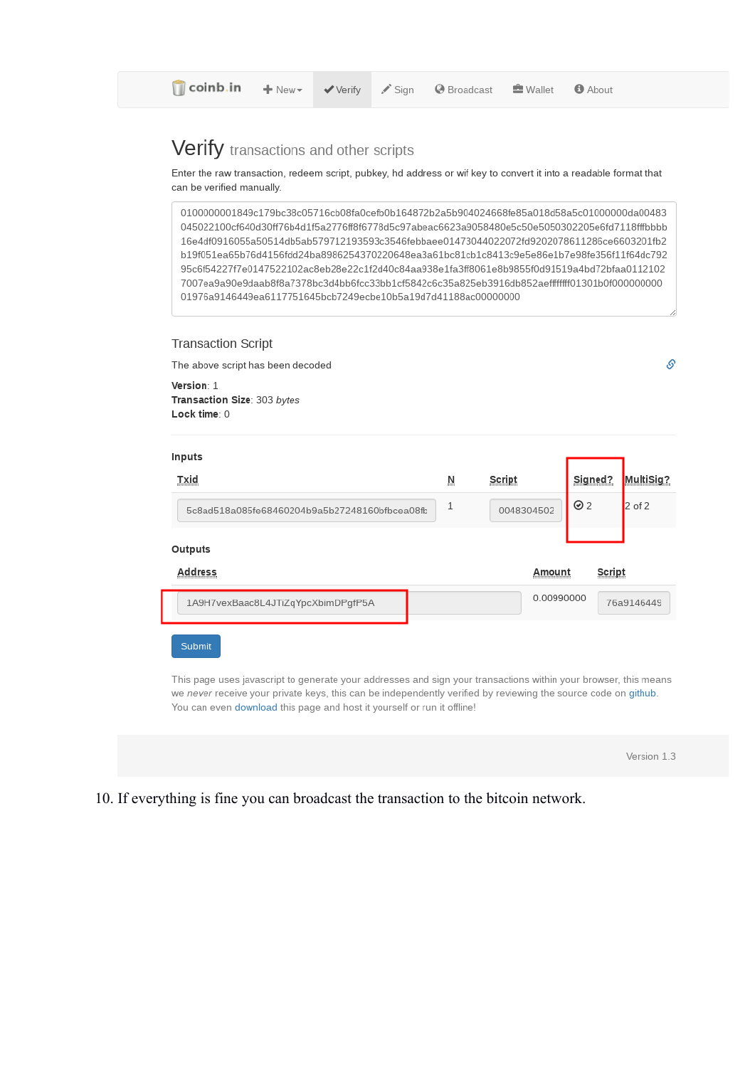coinb.in | New | Verify | Sign | Broadcast | Wallet | About

# Verify transactions and other scripts

Enter the raw transaction, redeem script, pubkey, hd address or wif key to convert it into a readable format that can be verified manually.

```
0100000001849c179bc38c05716cb08fa0cefb0b164872b2a5b904024668fe85a018d58a5c01000000da00483
045022100cf640d30ff76b4d1f5a2776ff8f6778d5c97abeac6623a9058480e5c50e5050302205e6fd7118fffbbbb
16e4df0916055a50514db5ab579712193593c3546febbaee01473044022072fd9202078611286ce6603201fb2
b19f051ea65b76d4156fdd24ba8986254370220648ea3a61bc81cb1c8413c9e5e86e1b7e98fe356f11f64dc792
95c6f54227f7e0147522102ac8eb28e22c1f2d40c84aa938e1fa3ff8061e8b9855f0d91519a4bd72bfaa0112102
7007ea9a90e9daab8f8a7378bc3d4bb6fcc33bb1cf5842c6c35a825eb3916db852aeffffffff01301b0f000000000
01976a9146449ea6117751645bcb7249ecbe10b5a19d7d41188ac00000000
```

## Transaction Script

The above script has been decoded

**Version**: 1
**Transaction Size**: 303 *bytes*
**Lock time**: 0

**Inputs**

| Txid | N | Script | Signed? | MultiSig? |
|---|---|---|---|---|
| 5c8ad518a085fe68460204b9a5b27248160bfbcea08fb | 1 | 0048304502 | 2 | 2 of 2 |

**Outputs**

| Address | Amount | Script |
|---|---|---|
| 1A9H7vexBaac8L4JTiZqYpcXbimDPgfP5A | 0.00990000 | 76a9146449 |

Submit

This page uses javascript to generate your addresses and sign your transactions within your browser, this means we *never* receive your private keys, this can be independently verified by reviewing the source code on github. You can even download this page and host it yourself or run it offline!

Version 1.3

10. If everything is fine you can broadcast the transaction to the bitcoin network.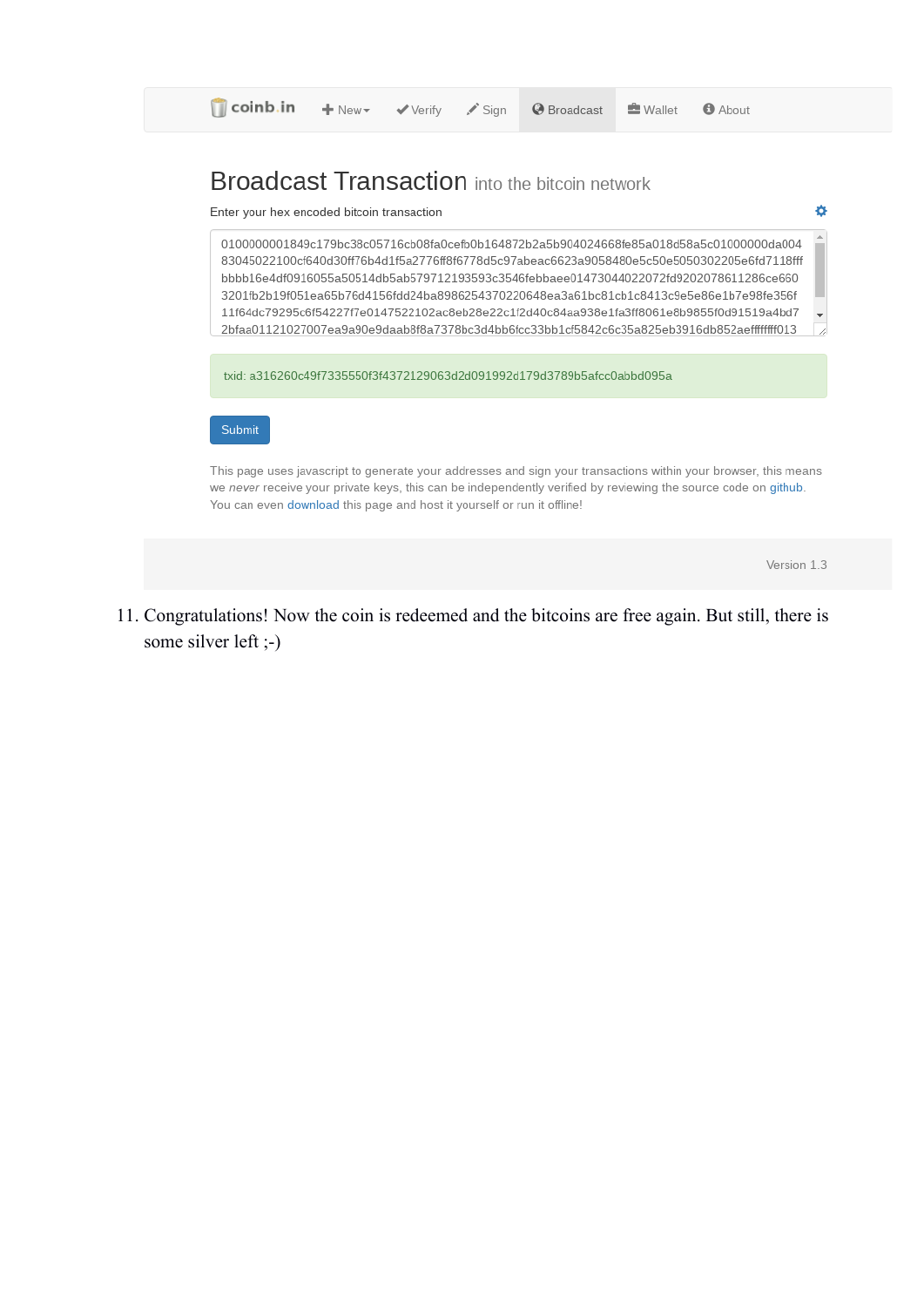coinb.in | New | Verify | Sign | Broadcast | Wallet | About

# Broadcast Transaction into the bitcoin network

Enter your hex encoded bitcoin transaction

```
0100000001849c179bc38c05716cb08fa0cefb0b164872b2a5b904024668fe85a018d58a5c01000000da004
83045022100cf640d30ff76b4d1f5a2776ff8f6778d5c97abeac6623a9058480e5c50e5050302205e6fd7118fff
bbbb16e4df0916055a50514db5ab579712193593c3546febbaee01473044022072fd9202078611286ce660
3201fb2b19f051ea65b76d4156fdd24ba8986254370220648ea3a61bc81cb1c8413c9e5e86e1b7e98fe356f
11f64dc79295c6f54227f7e0147522102ac8eb28e22c1f2d40c84aa938e1fa3ff8061e8b9855f0d91519a4bd7
2bfaa01121027007ea9a90e9daab8f8a7378bc3d4bb6fcc33bb1cf5842c6c35a825eb3916db852aeffffffff013
```

txid: a316260c49f7335550f3f4372129063d2d091992d179d3789b5afcc0abbd095a

Submit

This page uses javascript to generate your addresses and sign your transactions within your browser, this means we *never* receive your private keys, this can be independently verified by reviewing the source code on github. You can even download this page and host it yourself or run it offline!

Version 1.3

11. Congratulations! Now the coin is redeemed and the bitcoins are free again. But still, there is some silver left ;-)